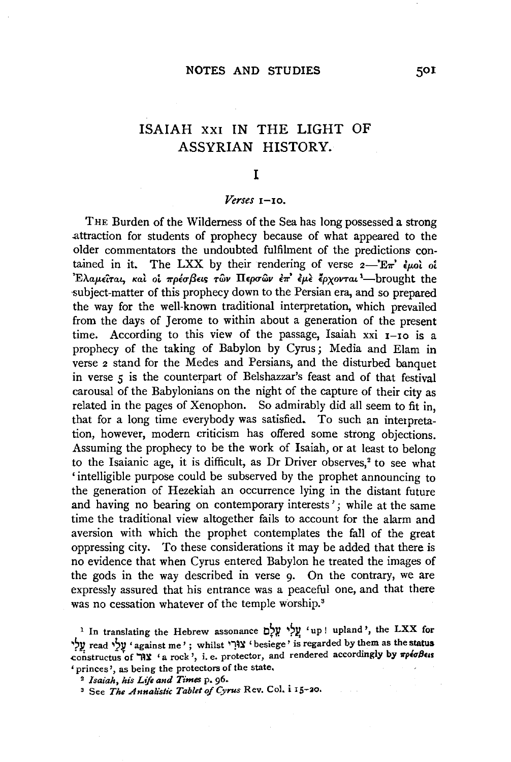# ISAIAH XXI IN THE LIGHT OF ASSYRIAN HISTORY.

## I

### *Verses* 1–10.

THE Burden of the Wilderness of the Sea has long possessed a strong attraction for students of prophecy because of what appeared to the older commentators the undoubted fulfilment of the predictions contained in it. The LXX by their rendering of verse 2—Ἐπ' ἐμοὶ οἱ Ἐλαμεῖται, καὶ οἱ πρέσβεις τῶν Περσῶν ἐπ' ἐμὲ ἔρχονται[1]—brought the subject-matter of this prophecy down to the Persian era, and so prepared the way for the well-known traditional interpretation, which prevailed from the days of Jerome to within about a generation of the present time. According to this view of the passage, Isaiah xxi 1–10 is a prophecy of the taking of Babylon by Cyrus; Media and Elam in verse 2 stand for the Medes and Persians, and the disturbed banquet in verse 5 is the counterpart of Belshazzar's feast and of that festival carousal of the Babylonians on the night of the capture of their city as related in the pages of Xenophon. So admirably did all seem to fit in, that for a long time everybody was satisfied. To such an interpretation, however, modern criticism has offered some strong objections. Assuming the prophecy to be the work of Isaiah, or at least to belong to the Isaianic age, it is difficult, as Dr Driver observes,[2] to see what 'intelligible purpose could be subserved by the prophet announcing to the generation of Hezekiah an occurrence lying in the distant future and having no bearing on contemporary interests'; while at the same time the traditional view altogether fails to account for the alarm and aversion with which the prophet contemplates the fall of the great oppressing city. To these considerations it may be added that there is no evidence that when Cyrus entered Babylon he treated the images of the gods in the way described in verse 9. On the contrary, we are expressly assured that his entrance was a peaceful one, and that there was no cessation whatever of the temple worship.[3]

---

[1] In translating the Hebrew assonance עֲלִי עֵילָם 'up! upland', the LXX for עֲלִי read עָלַי 'against me'; whilst צוּרִי 'besiege' is regarded by them as the status constructus of צִיר 'a rock', i.e. protector, and rendered accordingly by πρέσβεις 'princes', as being the protectors of the state.

[2] *Isaiah, his Life and Times* p. 96.

[3] See *The Annalistic Tablet of Cyrus* Rev. Col. i 15–20.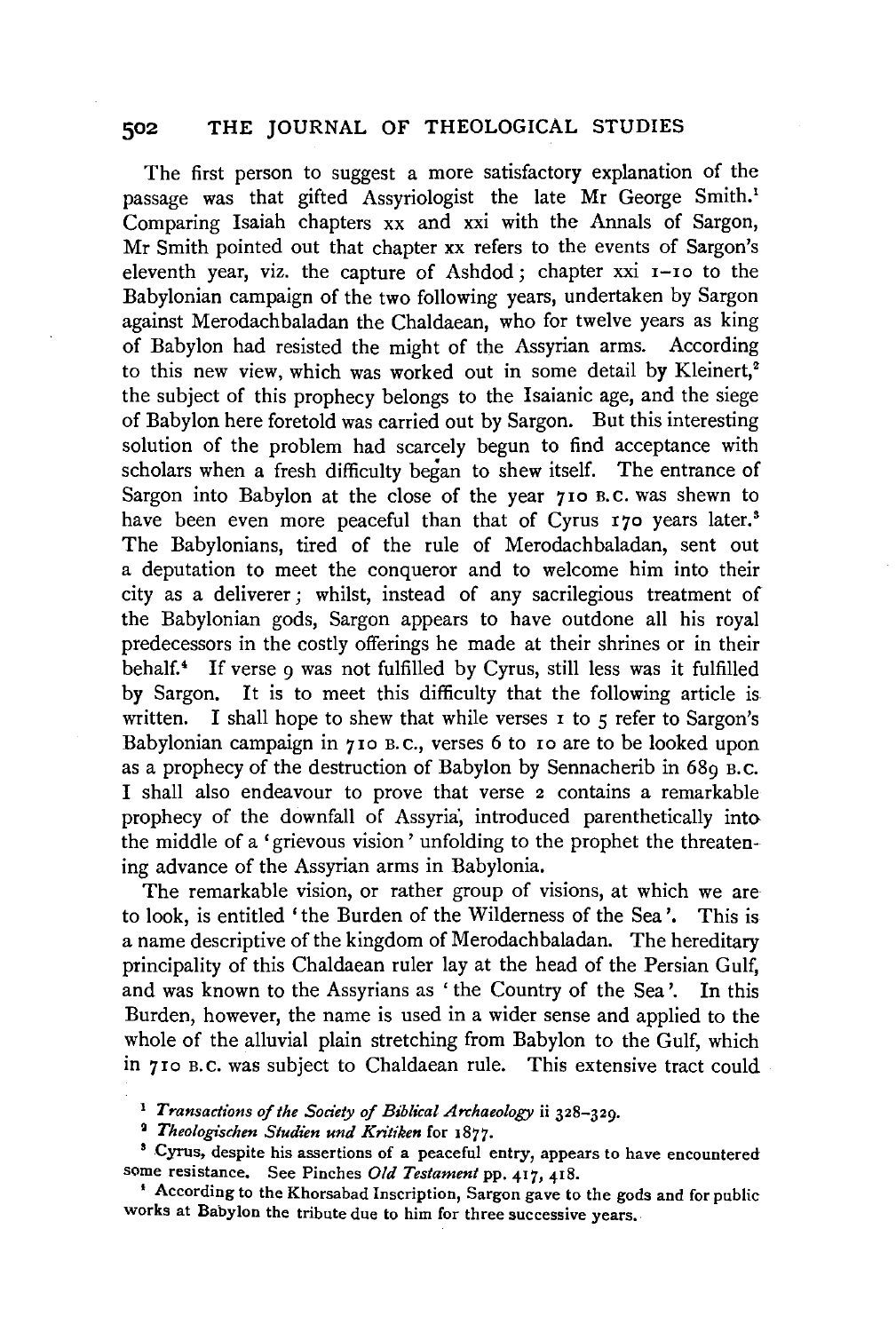The first person to suggest a more satisfactory explanation of the passage was that gifted Assyriologist the late Mr George Smith.[1] Comparing Isaiah chapters xx and xxi with the Annals of Sargon, Mr Smith pointed out that chapter xx refers to the events of Sargon's eleventh year, viz. the capture of Ashdod; chapter xxi 1–10 to the Babylonian campaign of the two following years, undertaken by Sargon against Merodachbaladan the Chaldaean, who for twelve years as king of Babylon had resisted the might of the Assyrian arms. According to this new view, which was worked out in some detail by Kleinert,[2] the subject of this prophecy belongs to the Isaianic age, and the siege of Babylon here foretold was carried out by Sargon. But this interesting solution of the problem had scarcely begun to find acceptance with scholars when a fresh difficulty began to shew itself. The entrance of Sargon into Babylon at the close of the year 710 B.C. was shewn to have been even more peaceful than that of Cyrus 170 years later.[3] The Babylonians, tired of the rule of Merodachbaladan, sent out a deputation to meet the conqueror and to welcome him into their city as a deliverer; whilst, instead of any sacrilegious treatment of the Babylonian gods, Sargon appears to have outdone all his royal predecessors in the costly offerings he made at their shrines or in their behalf.[4] If verse 9 was not fulfilled by Cyrus, still less was it fulfilled by Sargon. It is to meet this difficulty that the following article is written. I shall hope to shew that while verses 1 to 5 refer to Sargon's Babylonian campaign in 710 B.C., verses 6 to 10 are to be looked upon as a prophecy of the destruction of Babylon by Sennacherib in 689 B.C. I shall also endeavour to prove that verse 2 contains a remarkable prophecy of the downfall of Assyria, introduced parenthetically into the middle of a 'grievous vision' unfolding to the prophet the threatening advance of the Assyrian arms in Babylonia.

The remarkable vision, or rather group of visions, at which we are to look, is entitled 'the Burden of the Wilderness of the Sea'. This is a name descriptive of the kingdom of Merodachbaladan. The hereditary principality of this Chaldaean ruler lay at the head of the Persian Gulf, and was known to the Assyrians as 'the Country of the Sea'. In this Burden, however, the name is used in a wider sense and applied to the whole of the alluvial plain stretching from Babylon to the Gulf, which in 710 B.C. was subject to Chaldaean rule. This extensive tract could

[1] *Transactions of the Society of Biblical Archaeology* ii 328–329.

[2] *Theologischen Studien und Kritiken* for 1877.

[3] Cyrus, despite his assertions of a peaceful entry, appears to have encountered some resistance. See Pinches *Old Testament* pp. 417, 418.

[4] According to the Khorsabad Inscription, Sargon gave to the gods and for public works at Babylon the tribute due to him for three successive years.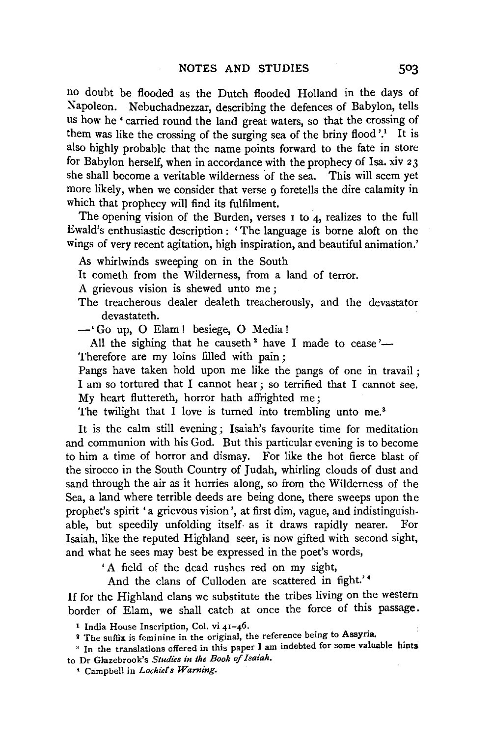no doubt be flooded as the Dutch flooded Holland in the days of Napoleon. Nebuchadnezzar, describing the defences of Babylon, tells us how he 'carried round the land great waters, so that the crossing of them was like the crossing of the surging sea of the briny flood'.[1] It is also highly probable that the name points forward to the fate in store for Babylon herself, when in accordance with the prophecy of Isa. xiv 23 she shall become a veritable wilderness of the sea. This will seem yet more likely, when we consider that verse 9 foretells the dire calamity in which that prophecy will find its fulfilment.

The opening vision of the Burden, verses 1 to 4, realizes to the full Ewald's enthusiastic description: 'The language is borne aloft on the wings of very recent agitation, high inspiration, and beautiful animation.'

> As whirlwinds sweeping on in the South
> It cometh from the Wilderness, from a land of terror.
> A grievous vision is shewed unto me;
> The treacherous dealer dealeth treacherously, and the devastator devastateth.
> —'Go up, O Elam! besiege, O Media!
> All the sighing that he causeth[2] have I made to cease'—
> Therefore are my loins filled with pain;
> Pangs have taken hold upon me like the pangs of one in travail;
> I am so tortured that I cannot hear; so terrified that I cannot see.
> My heart fluttereth, horror hath affrighted me;
> The twilight that I love is turned into trembling unto me.[3]

It is the calm still evening; Isaiah's favourite time for meditation and communion with his God. But this particular evening is to become to him a time of horror and dismay. For like the hot fierce blast of the sirocco in the South Country of Judah, whirling clouds of dust and sand through the air as it hurries along, so from the Wilderness of the Sea, a land where terrible deeds are being done, there sweeps upon the prophet's spirit 'a grievous vision', at first dim, vague, and indistinguishable, but speedily unfolding itself as it draws rapidly nearer. For Isaiah, like the reputed Highland seer, is now gifted with second sight, and what he sees may best be expressed in the poet's words,

> 'A field of the dead rushes red on my sight,
> And the clans of Culloden are scattered in fight.'[4]

If for the Highland clans we substitute the tribes living on the western border of Elam, we shall catch at once the force of this passage.

[1] India House Inscription, Col. vi 41–46.

[2] The suffix is feminine in the original, the reference being to Assyria.

[3] In the translations offered in this paper I am indebted for some valuable hints to Dr Glazebrook's *Studies in the Book of Isaiah*.

[4] Campbell in *Lochiel's Warning*.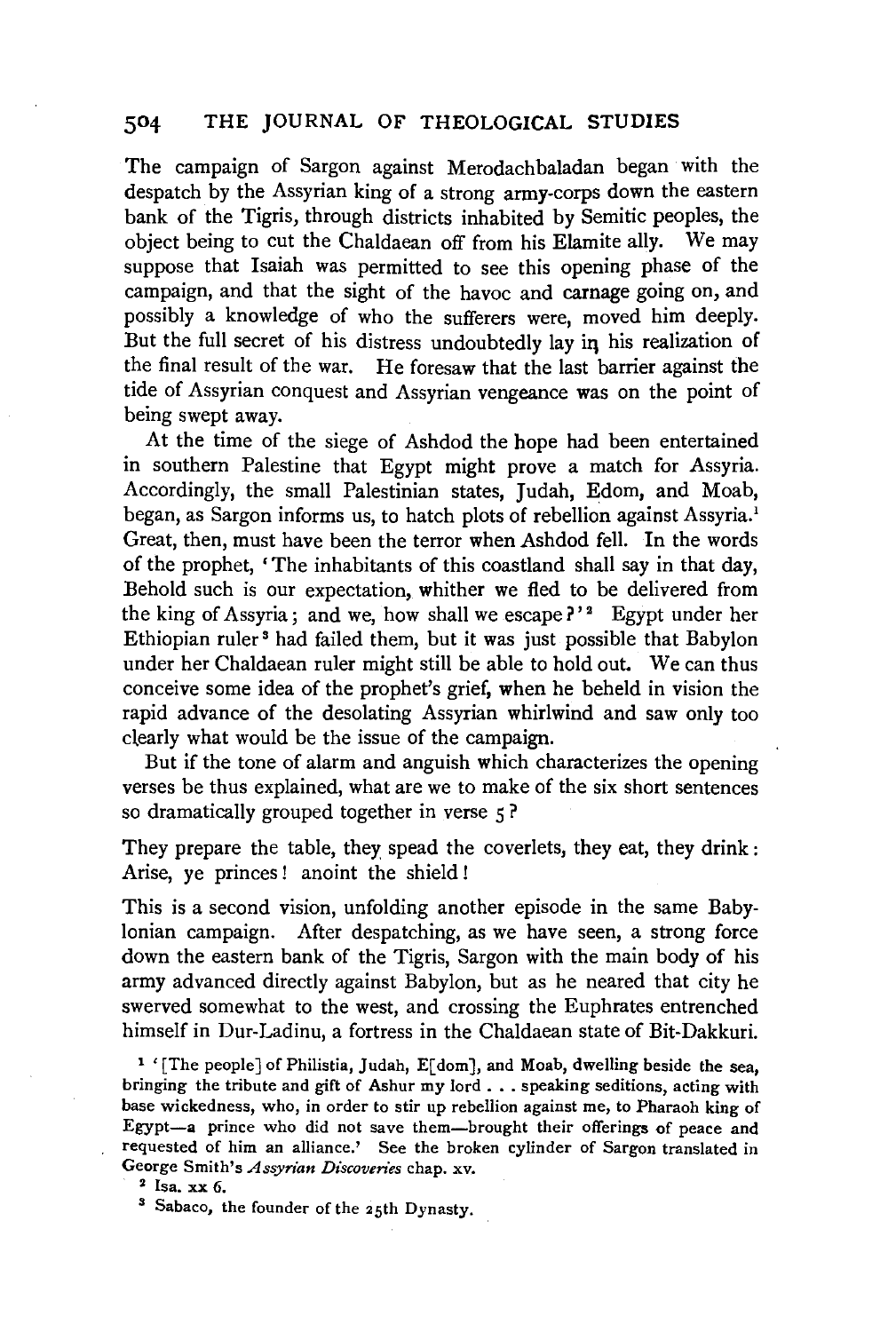The campaign of Sargon against Merodachbaladan began with the despatch by the Assyrian king of a strong army-corps down the eastern bank of the Tigris, through districts inhabited by Semitic peoples, the object being to cut the Chaldaean off from his Elamite ally. We may suppose that Isaiah was permitted to see this opening phase of the campaign, and that the sight of the havoc and carnage going on, and possibly a knowledge of who the sufferers were, moved him deeply. But the full secret of his distress undoubtedly lay in his realization of the final result of the war. He foresaw that the last barrier against the tide of Assyrian conquest and Assyrian vengeance was on the point of being swept away.

At the time of the siege of Ashdod the hope had been entertained in southern Palestine that Egypt might prove a match for Assyria. Accordingly, the small Palestinian states, Judah, Edom, and Moab, began, as Sargon informs us, to hatch plots of rebellion against Assyria.[1] Great, then, must have been the terror when Ashdod fell. In the words of the prophet, 'The inhabitants of this coastland shall say in that day, Behold such is our expectation, whither we fled to be delivered from the king of Assyria; and we, how shall we escape?'[2] Egypt under her Ethiopian ruler[3] had failed them, but it was just possible that Babylon under her Chaldaean ruler might still be able to hold out. We can thus conceive some idea of the prophet's grief, when he beheld in vision the rapid advance of the desolating Assyrian whirlwind and saw only too clearly what would be the issue of the campaign.

But if the tone of alarm and anguish which characterizes the opening verses be thus explained, what are we to make of the six short sentences so dramatically grouped together in verse 5?

They prepare the table, they spead the coverlets, they eat, they drink:
Arise, ye princes! anoint the shield!

This is a second vision, unfolding another episode in the same Babylonian campaign. After despatching, as we have seen, a strong force down the eastern bank of the Tigris, Sargon with the main body of his army advanced directly against Babylon, but as he neared that city he swerved somewhat to the west, and crossing the Euphrates entrenched himself in Dur-Ladinu, a fortress in the Chaldaean state of Bit-Dakkuri.

[1] '[The people] of Philistia, Judah, E[dom], and Moab, dwelling beside the sea, bringing the tribute and gift of Ashur my lord . . . speaking seditions, acting with base wickedness, who, in order to stir up rebellion against me, to Pharaoh king of Egypt—a prince who did not save them—brought their offerings of peace and requested of him an alliance.' See the broken cylinder of Sargon translated in George Smith's *Assyrian Discoveries* chap. xv.

[2] Isa. xx 6.

[3] Sabaco, the founder of the 25th Dynasty.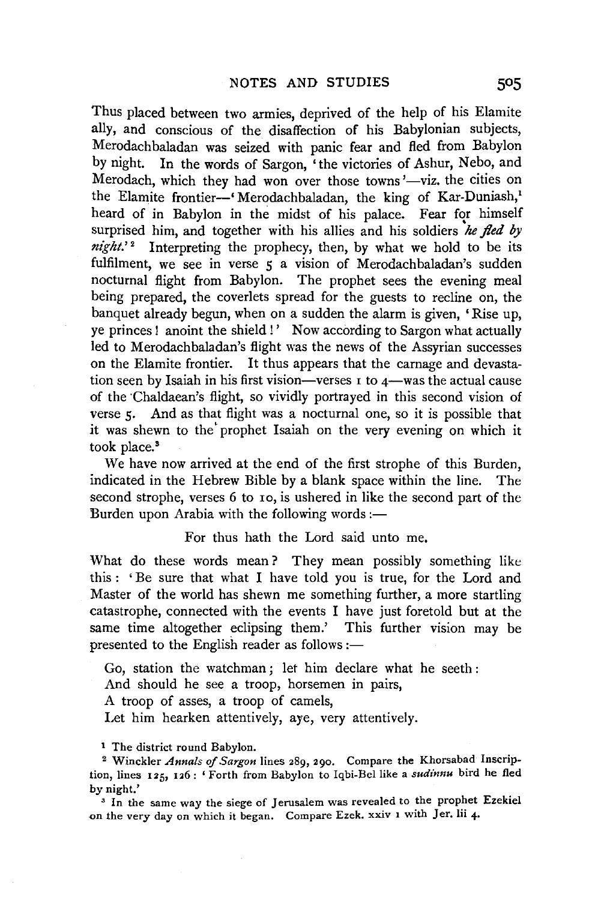Thus placed between two armies, deprived of the help of his Elamite ally, and conscious of the disaffection of his Babylonian subjects, Merodachbaladan was seized with panic fear and fled from Babylon by night. In the words of Sargon, 'the victories of Ashur, Nebo, and Merodach, which they had won over those towns'—viz. the cities on the Elamite frontier—'Merodachbaladan, the king of Kar-Duniash,[1] heard of in Babylon in the midst of his palace. Fear for himself surprised him, and together with his allies and his soldiers *he fled by night*.'[2] Interpreting the prophecy, then, by what we hold to be its fulfilment, we see in verse 5 a vision of Merodachbaladan's sudden nocturnal flight from Babylon. The prophet sees the evening meal being prepared, the coverlets spread for the guests to recline on, the banquet already begun, when on a sudden the alarm is given, 'Rise up, ye princes! anoint the shield!' Now according to Sargon what actually led to Merodachbaladan's flight was the news of the Assyrian successes on the Elamite frontier. It thus appears that the carnage and devastation seen by Isaiah in his first vision—verses 1 to 4—was the actual cause of the Chaldaean's flight, so vividly portrayed in this second vision of verse 5. And as that flight was a nocturnal one, so it is possible that it was shewn to the prophet Isaiah on the very evening on which it took place.[3]

We have now arrived at the end of the first strophe of this Burden, indicated in the Hebrew Bible by a blank space within the line. The second strophe, verses 6 to 10, is ushered in like the second part of the Burden upon Arabia with the following words:—

For thus hath the Lord said unto me.

What do these words mean? They mean possibly something like this: 'Be sure that what I have told you is true, for the Lord and Master of the world has shewn me something further, a more startling catastrophe, connected with the events I have just foretold but at the same time altogether eclipsing them.' This further vision may be presented to the English reader as follows:—

Go, station the watchman; let him declare what he seeth:  
And should he see a troop, horsemen in pairs,  
A troop of asses, a troop of camels,  
Let him hearken attentively, aye, very attentively.

[1] The district round Babylon.

[2] Winckler *Annals of Sargon* lines 289, 290. Compare the Khorsabad Inscription, lines 125, 126: 'Forth from Babylon to Iqbi-Bel like a *sudinnu* bird he fled by night.'

[3] In the same way the siege of Jerusalem was revealed to the prophet Ezekiel on the very day on which it began. Compare Ezek. xxiv 1 with Jer. lii 4.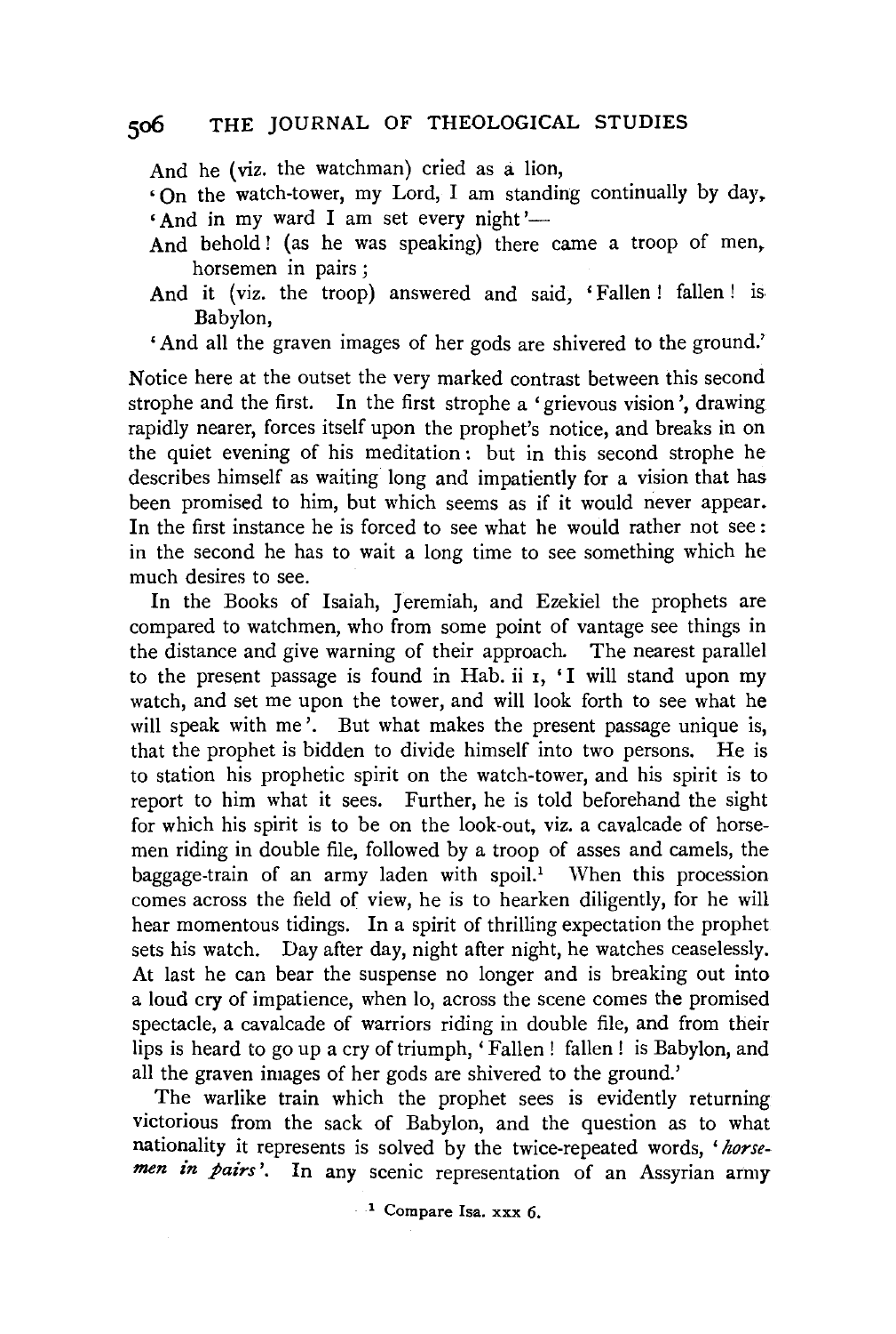And he (viz. the watchman) cried as a lion,

'On the watch-tower, my Lord, I am standing continually by day,

'And in my ward I am set every night'—

And behold! (as he was speaking) there came a troop of men, horsemen in pairs;

And it (viz. the troop) answered and said, 'Fallen! fallen! is Babylon,

'And all the graven images of her gods are shivered to the ground.'

Notice here at the outset the very marked contrast between this second strophe and the first. In the first strophe a 'grievous vision', drawing rapidly nearer, forces itself upon the prophet's notice, and breaks in on the quiet evening of his meditation: but in this second strophe he describes himself as waiting long and impatiently for a vision that has been promised to him, but which seems as if it would never appear. In the first instance he is forced to see what he would rather not see: in the second he has to wait a long time to see something which he much desires to see.

In the Books of Isaiah, Jeremiah, and Ezekiel the prophets are compared to watchmen, who from some point of vantage see things in the distance and give warning of their approach. The nearest parallel to the present passage is found in Hab. ii 1, 'I will stand upon my watch, and set me upon the tower, and will look forth to see what he will speak with me'. But what makes the present passage unique is, that the prophet is bidden to divide himself into two persons. He is to station his prophetic spirit on the watch-tower, and his spirit is to report to him what it sees. Further, he is told beforehand the sight for which his spirit is to be on the look-out, viz. a cavalcade of horsemen riding in double file, followed by a troop of asses and camels, the baggage-train of an army laden with spoil.[1] When this procession comes across the field of view, he is to hearken diligently, for he will hear momentous tidings. In a spirit of thrilling expectation the prophet sets his watch. Day after day, night after night, he watches ceaselessly. At last he can bear the suspense no longer and is breaking out into a loud cry of impatience, when lo, across the scene comes the promised spectacle, a cavalcade of warriors riding in double file, and from their lips is heard to go up a cry of triumph, 'Fallen! fallen! is Babylon, and all the graven images of her gods are shivered to the ground.'

The warlike train which the prophet sees is evidently returning victorious from the sack of Babylon, and the question as to what nationality it represents is solved by the twice-repeated words, '*horsemen in pairs*'. In any scenic representation of an Assyrian army

[1] Compare Isa. xxx 6.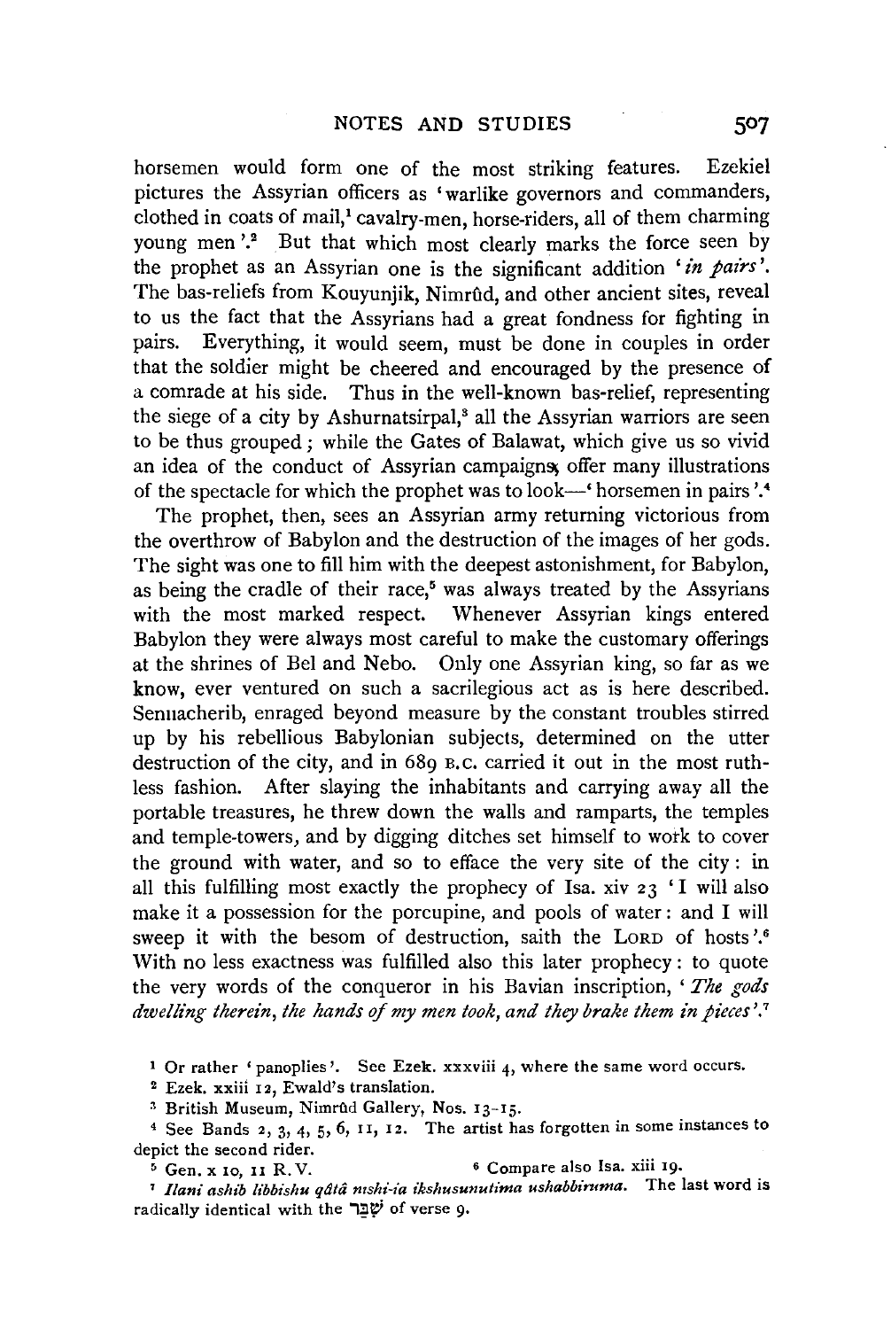horsemen would form one of the most striking features. Ezekiel pictures the Assyrian officers as 'warlike governors and commanders, clothed in coats of mail,[1] cavalry-men, horse-riders, all of them charming young men'.[2] But that which most clearly marks the force seen by the prophet as an Assyrian one is the significant addition '*in pairs*'. The bas-reliefs from Kouyunjik, Nimrûd, and other ancient sites, reveal to us the fact that the Assyrians had a great fondness for fighting in pairs. Everything, it would seem, must be done in couples in order that the soldier might be cheered and encouraged by the presence of a comrade at his side. Thus in the well-known bas-relief, representing the siege of a city by Ashurnatsirpal,[3] all the Assyrian warriors are seen to be thus grouped; while the Gates of Balawat, which give us so vivid an idea of the conduct of Assyrian campaigns, offer many illustrations of the spectacle for which the prophet was to look—'horsemen in pairs'.[4]

The prophet, then, sees an Assyrian army returning victorious from the overthrow of Babylon and the destruction of the images of her gods. The sight was one to fill him with the deepest astonishment, for Babylon, as being the cradle of their race,[5] was always treated by the Assyrians with the most marked respect. Whenever Assyrian kings entered Babylon they were always most careful to make the customary offerings at the shrines of Bel and Nebo. Only one Assyrian king, so far as we know, ever ventured on such a sacrilegious act as is here described. Sennacherib, enraged beyond measure by the constant troubles stirred up by his rebellious Babylonian subjects, determined on the utter destruction of the city, and in 689 B.C. carried it out in the most ruthless fashion. After slaying the inhabitants and carrying away all the portable treasures, he threw down the walls and ramparts, the temples and temple-towers, and by digging ditches set himself to work to cover the ground with water, and so to efface the very site of the city: in all this fulfilling most exactly the prophecy of Isa. xiv 23 'I will also make it a possession for the porcupine, and pools of water: and I will sweep it with the besom of destruction, saith the LORD of hosts'.[6] With no less exactness was fulfilled also this later prophecy: to quote the very words of the conqueror in his Bavian inscription, '*The gods dwelling therein, the hands of my men took, and they brake them in pieces*'.[7]

[1] Or rather 'panoplies'. See Ezek. xxxviii 4, where the same word occurs.

[2] Ezek. xxiii 12, Ewald's translation.

[3] British Museum, Nimrûd Gallery, Nos. 13-15.

[4] See Bands 2, 3, 4, 5, 6, 11, 12. The artist has forgotten in some instances to depict the second rider.

[5] Gen. x 10, 11 R.V.

[6] Compare also Isa. xiii 19.

[7] *Ilani ashib libbishu qâtâ nıshi-ia ikshusunutima ushabbiruma.* The last word is radically identical with the שִׁבֵּר of verse 9.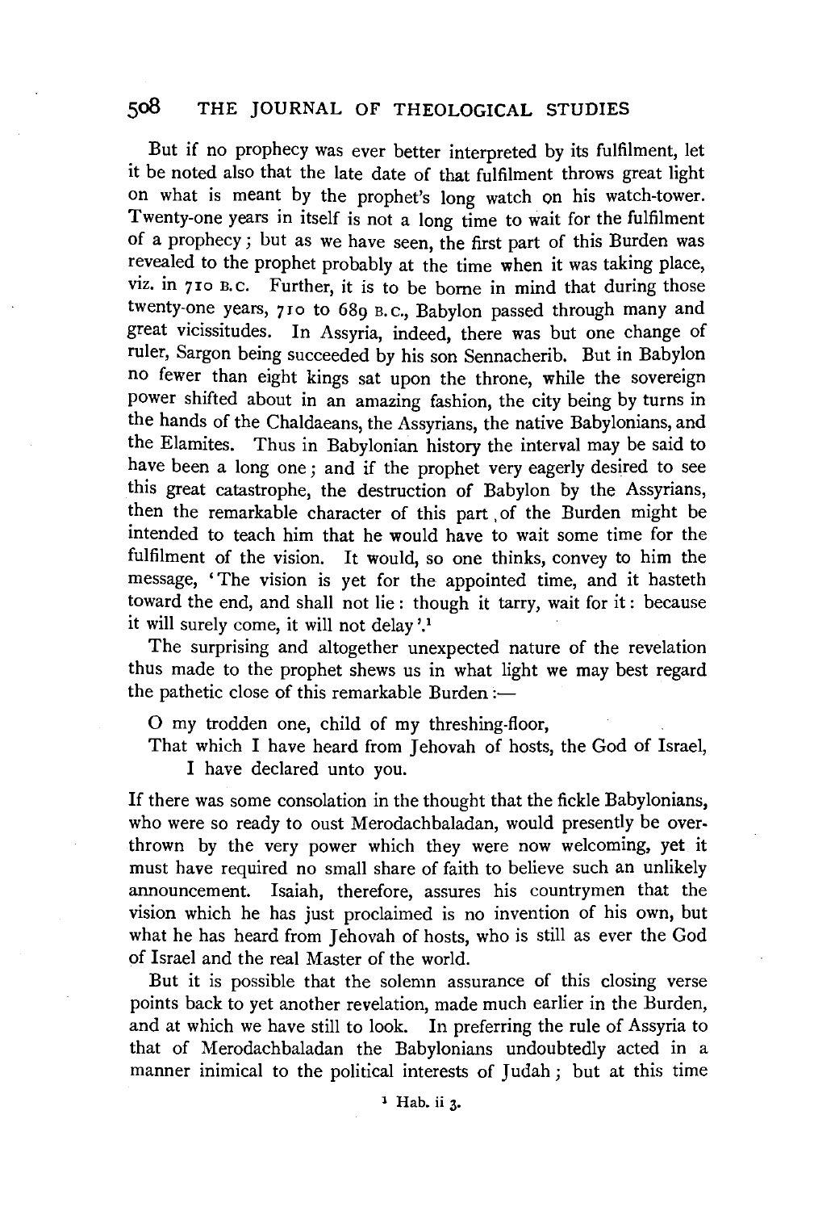But if no prophecy was ever better interpreted by its fulfilment, let it be noted also that the late date of that fulfilment throws great light on what is meant by the prophet's long watch on his watch-tower. Twenty-one years in itself is not a long time to wait for the fulfilment of a prophecy; but as we have seen, the first part of this Burden was revealed to the prophet probably at the time when it was taking place, viz. in 710 B.C. Further, it is to be borne in mind that during those twenty-one years, 710 to 689 B.C., Babylon passed through many and great vicissitudes. In Assyria, indeed, there was but one change of ruler, Sargon being succeeded by his son Sennacherib. But in Babylon no fewer than eight kings sat upon the throne, while the sovereign power shifted about in an amazing fashion, the city being by turns in the hands of the Chaldaeans, the Assyrians, the native Babylonians, and the Elamites. Thus in Babylonian history the interval may be said to have been a long one; and if the prophet very eagerly desired to see this great catastrophe, the destruction of Babylon by the Assyrians, then the remarkable character of this part of the Burden might be intended to teach him that he would have to wait some time for the fulfilment of the vision. It would, so one thinks, convey to him the message, 'The vision is yet for the appointed time, and it hasteth toward the end, and shall not lie: though it tarry, wait for it: because it will surely come, it will not delay'.[1]

The surprising and altogether unexpected nature of the revelation thus made to the prophet shews us in what light we may best regard the pathetic close of this remarkable Burden:—

> O my trodden one, child of my threshing-floor,
> That which I have heard from Jehovah of hosts, the God of Israel,
> I have declared unto you.

If there was some consolation in the thought that the fickle Babylonians, who were so ready to oust Merodachbaladan, would presently be overthrown by the very power which they were now welcoming, yet it must have required no small share of faith to believe such an unlikely announcement. Isaiah, therefore, assures his countrymen that the vision which he has just proclaimed is no invention of his own, but what he has heard from Jehovah of hosts, who is still as ever the God of Israel and the real Master of the world.

But it is possible that the solemn assurance of this closing verse points back to yet another revelation, made much earlier in the Burden, and at which we have still to look. In preferring the rule of Assyria to that of Merodachbaladan the Babylonians undoubtedly acted in a manner inimical to the political interests of Judah; but at this time

[1] Hab. ii 3.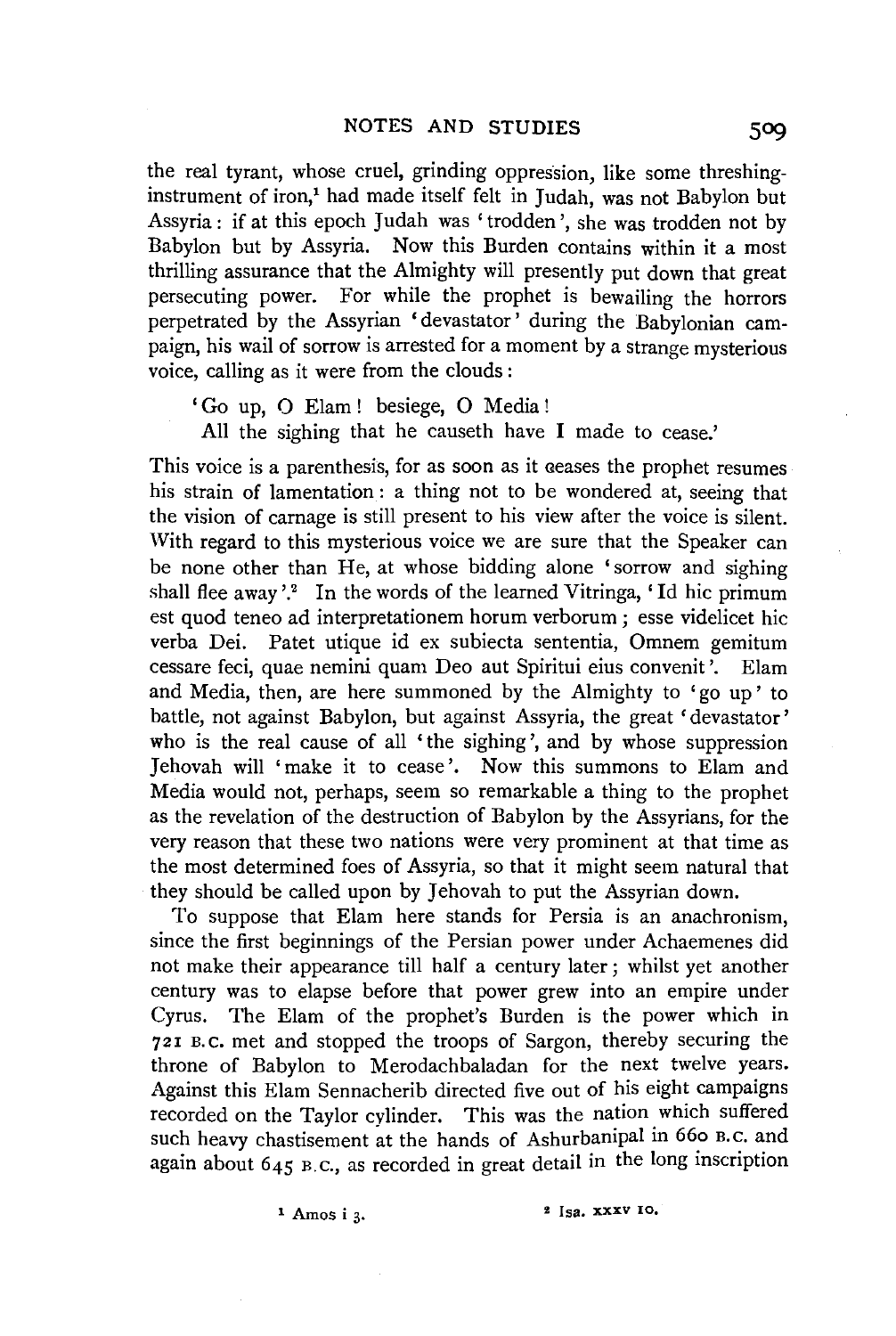the real tyrant, whose cruel, grinding oppression, like some threshing-instrument of iron,[1] had made itself felt in Judah, was not Babylon but Assyria: if at this epoch Judah was 'trodden', she was trodden not by Babylon but by Assyria. Now this Burden contains within it a most thrilling assurance that the Almighty will presently put down that great persecuting power. For while the prophet is bewailing the horrors perpetrated by the Assyrian 'devastator' during the Babylonian campaign, his wail of sorrow is arrested for a moment by a strange mysterious voice, calling as it were from the clouds:

> 'Go up, O Elam! besiege, O Media!
> All the sighing that he causeth have I made to cease.'

This voice is a parenthesis, for as soon as it ceases the prophet resumes his strain of lamentation: a thing not to be wondered at, seeing that the vision of carnage is still present to his view after the voice is silent. With regard to this mysterious voice we are sure that the Speaker can be none other than He, at whose bidding alone 'sorrow and sighing shall flee away'.[2] In the words of the learned Vitringa, 'Id hic primum est quod teneo ad interpretationem horum verborum; esse videlicet hic verba Dei. Patet utique id ex subiecta sententia, Omnem gemitum cessare feci, quae nemini quam Deo aut Spiritui eius convenit'. Elam and Media, then, are here summoned by the Almighty to 'go up' to battle, not against Babylon, but against Assyria, the great 'devastator' who is the real cause of all 'the sighing', and by whose suppression Jehovah will 'make it to cease'. Now this summons to Elam and Media would not, perhaps, seem so remarkable a thing to the prophet as the revelation of the destruction of Babylon by the Assyrians, for the very reason that these two nations were very prominent at that time as the most determined foes of Assyria, so that it might seem natural that they should be called upon by Jehovah to put the Assyrian down.

To suppose that Elam here stands for Persia is an anachronism, since the first beginnings of the Persian power under Achaemenes did not make their appearance till half a century later; whilst yet another century was to elapse before that power grew into an empire under Cyrus. The Elam of the prophet's Burden is the power which in 721 B.C. met and stopped the troops of Sargon, thereby securing the throne of Babylon to Merodachbaladan for the next twelve years. Against this Elam Sennacherib directed five out of his eight campaigns recorded on the Taylor cylinder. This was the nation which suffered such heavy chastisement at the hands of Ashurbanipal in 660 B.C. and again about 645 B.C., as recorded in great detail in the long inscription

[1] Amos i 3.

[2] Isa. xxxv 10.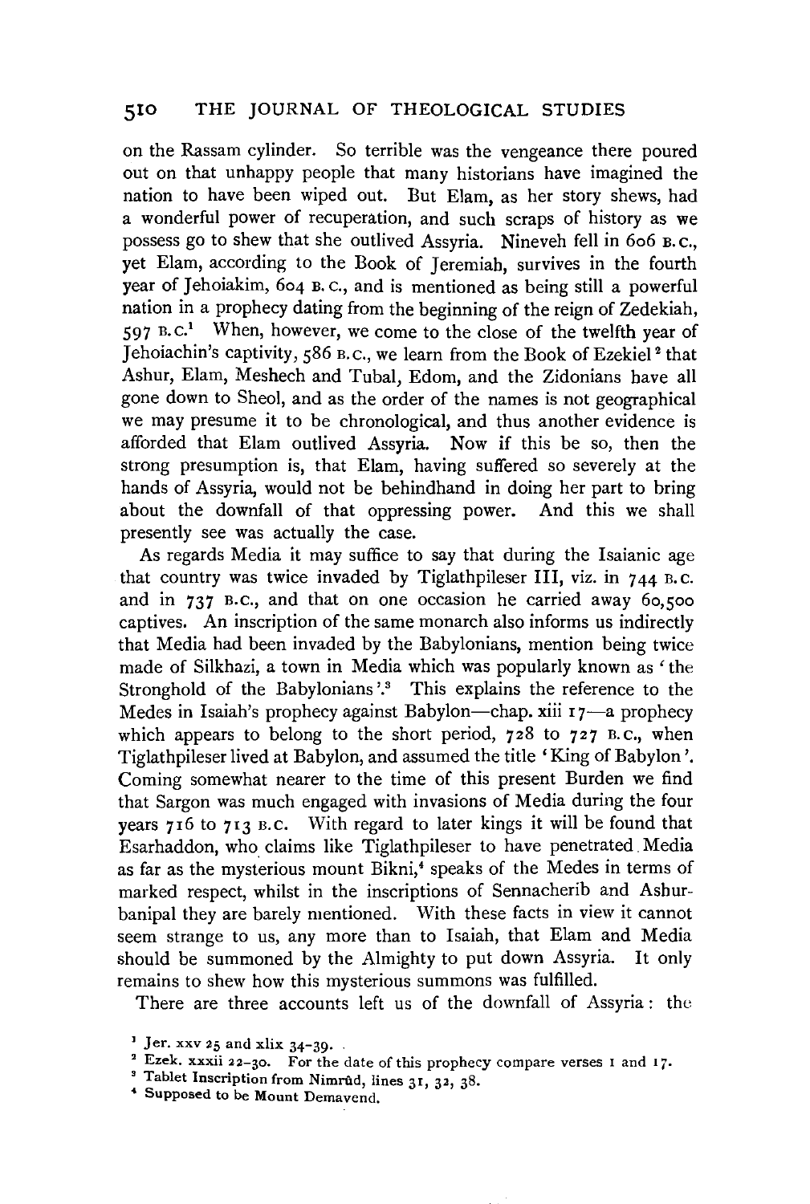on the Rassam cylinder. So terrible was the vengeance there poured out on that unhappy people that many historians have imagined the nation to have been wiped out. But Elam, as her story shews, had a wonderful power of recuperation, and such scraps of history as we possess go to shew that she outlived Assyria. Nineveh fell in 606 B.C., yet Elam, according to the Book of Jeremiah, survives in the fourth year of Jehoiakim, 604 B.C., and is mentioned as being still a powerful nation in a prophecy dating from the beginning of the reign of Zedekiah, 597 B.C.[1] When, however, we come to the close of the twelfth year of Jehoiachin's captivity, 586 B.C., we learn from the Book of Ezekiel[2] that Ashur, Elam, Meshech and Tubal, Edom, and the Zidonians have all gone down to Sheol, and as the order of the names is not geographical we may presume it to be chronological, and thus another evidence is afforded that Elam outlived Assyria. Now if this be so, then the strong presumption is, that Elam, having suffered so severely at the hands of Assyria, would not be behindhand in doing her part to bring about the downfall of that oppressing power. And this we shall presently see was actually the case.

As regards Media it may suffice to say that during the Isaianic age that country was twice invaded by Tiglathpileser III, viz. in 744 B.C. and in 737 B.C., and that on one occasion he carried away 60,500 captives. An inscription of the same monarch also informs us indirectly that Media had been invaded by the Babylonians, mention being twice made of Silkhazi, a town in Media which was popularly known as 'the Stronghold of the Babylonians'.[3] This explains the reference to the Medes in Isaiah's prophecy against Babylon—chap. xiii 17—a prophecy which appears to belong to the short period, 728 to 727 B.C., when Tiglathpileser lived at Babylon, and assumed the title 'King of Babylon'. Coming somewhat nearer to the time of this present Burden we find that Sargon was much engaged with invasions of Media during the four years 716 to 713 B.C. With regard to later kings it will be found that Esarhaddon, who claims like Tiglathpileser to have penetrated Media as far as the mysterious mount Bikni,[4] speaks of the Medes in terms of marked respect, whilst in the inscriptions of Sennacherib and Ashurbanipal they are barely mentioned. With these facts in view it cannot seem strange to us, any more than to Isaiah, that Elam and Media should be summoned by the Almighty to put down Assyria. It only remains to shew how this mysterious summons was fulfilled.

There are three accounts left us of the downfall of Assyria: the

[1] Jer. xxv 25 and xlix 34-39.

[2] Ezek. xxxii 22-30. For the date of this prophecy compare verses 1 and 17.

[3] Tablet Inscription from Nimrûd, lines 31, 32, 38.

[4] Supposed to be Mount Demavend.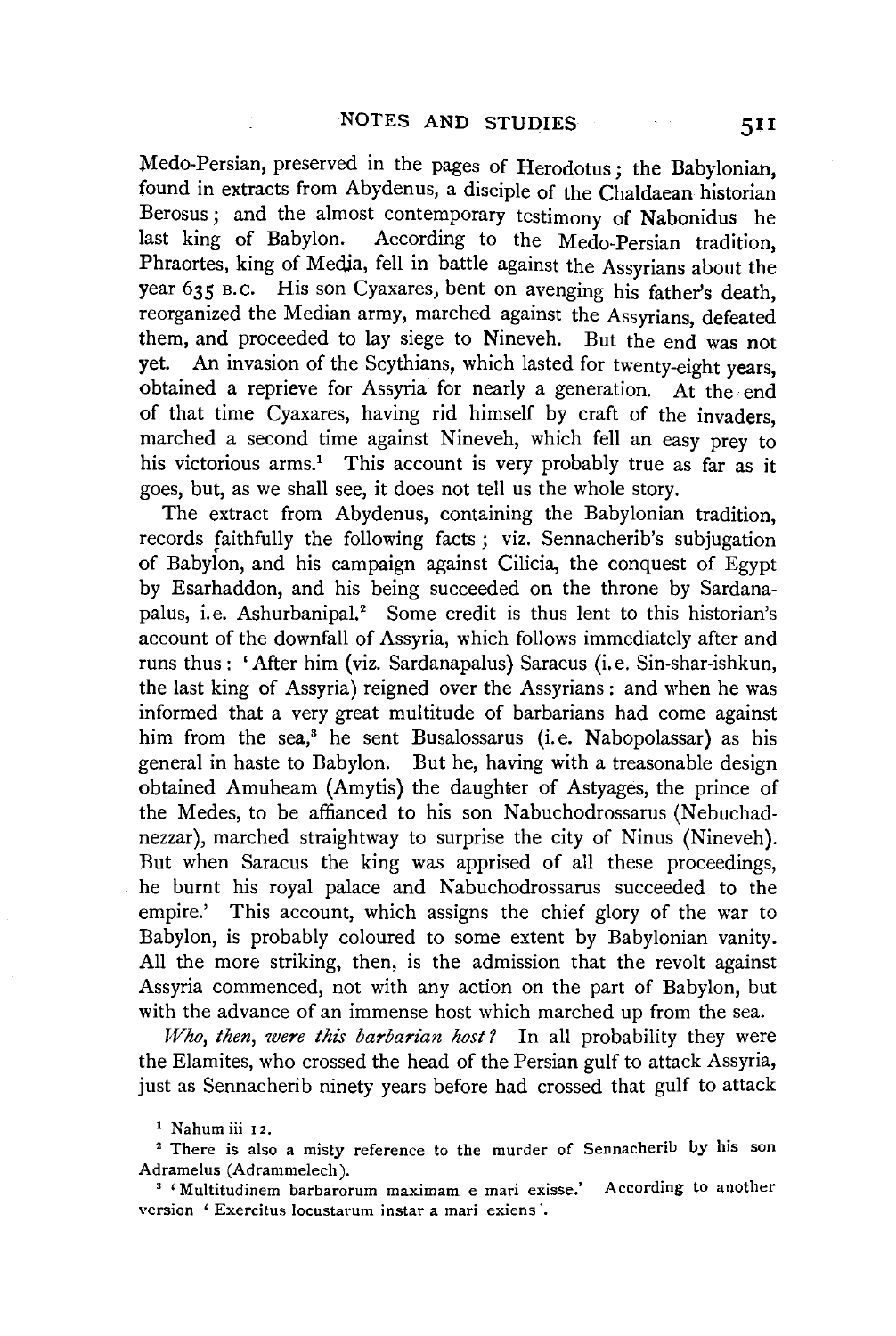Medo-Persian, preserved in the pages of Herodotus; the Babylonian, found in extracts from Abydenus, a disciple of the Chaldaean historian Berosus; and the almost contemporary testimony of Nabonidus he last king of Babylon. According to the Medo-Persian tradition, Phraortes, king of Media, fell in battle against the Assyrians about the year 635 B.C. His son Cyaxares, bent on avenging his father's death, reorganized the Median army, marched against the Assyrians, defeated them, and proceeded to lay siege to Nineveh. But the end was not yet. An invasion of the Scythians, which lasted for twenty-eight years, obtained a reprieve for Assyria for nearly a generation. At the end of that time Cyaxares, having rid himself by craft of the invaders, marched a second time against Nineveh, which fell an easy prey to his victorious arms.[1] This account is very probably true as far as it goes, but, as we shall see, it does not tell us the whole story.

The extract from Abydenus, containing the Babylonian tradition, records faithfully the following facts; viz. Sennacherib's subjugation of Babylon, and his campaign against Cilicia, the conquest of Egypt by Esarhaddon, and his being succeeded on the throne by Sardanapalus, i.e. Ashurbanipal.[2] Some credit is thus lent to this historian's account of the downfall of Assyria, which follows immediately after and runs thus: 'After him (viz. Sardanapalus) Saracus (i.e. Sin-shar-ishkun, the last king of Assyria) reigned over the Assyrians: and when he was informed that a very great multitude of barbarians had come against him from the sea,[3] he sent Busalossarus (i.e. Nabopolassar) as his general in haste to Babylon. But he, having with a treasonable design obtained Amuheam (Amytis) the daughter of Astyages, the prince of the Medes, to be affianced to his son Nabuchodrossarus (Nebuchadnezzar), marched straightway to surprise the city of Ninus (Nineveh). But when Saracus the king was apprised of all these proceedings, he burnt his royal palace and Nabuchodrossarus succeeded to the empire.' This account, which assigns the chief glory of the war to Babylon, is probably coloured to some extent by Babylonian vanity. All the more striking, then, is the admission that the revolt against Assyria commenced, not with any action on the part of Babylon, but with the advance of an immense host which marched up from the sea.

*Who, then, were this barbarian host?* In all probability they were the Elamites, who crossed the head of the Persian gulf to attack Assyria, just as Sennacherib ninety years before had crossed that gulf to attack

[1] Nahum iii 12.

[2] There is also a misty reference to the murder of Sennacherib by his son Adramelus (Adrammelech).

[3] 'Multitudinem barbarorum maximam e mari exisse.' According to another version 'Exercitus locustarum instar a mari exiens'.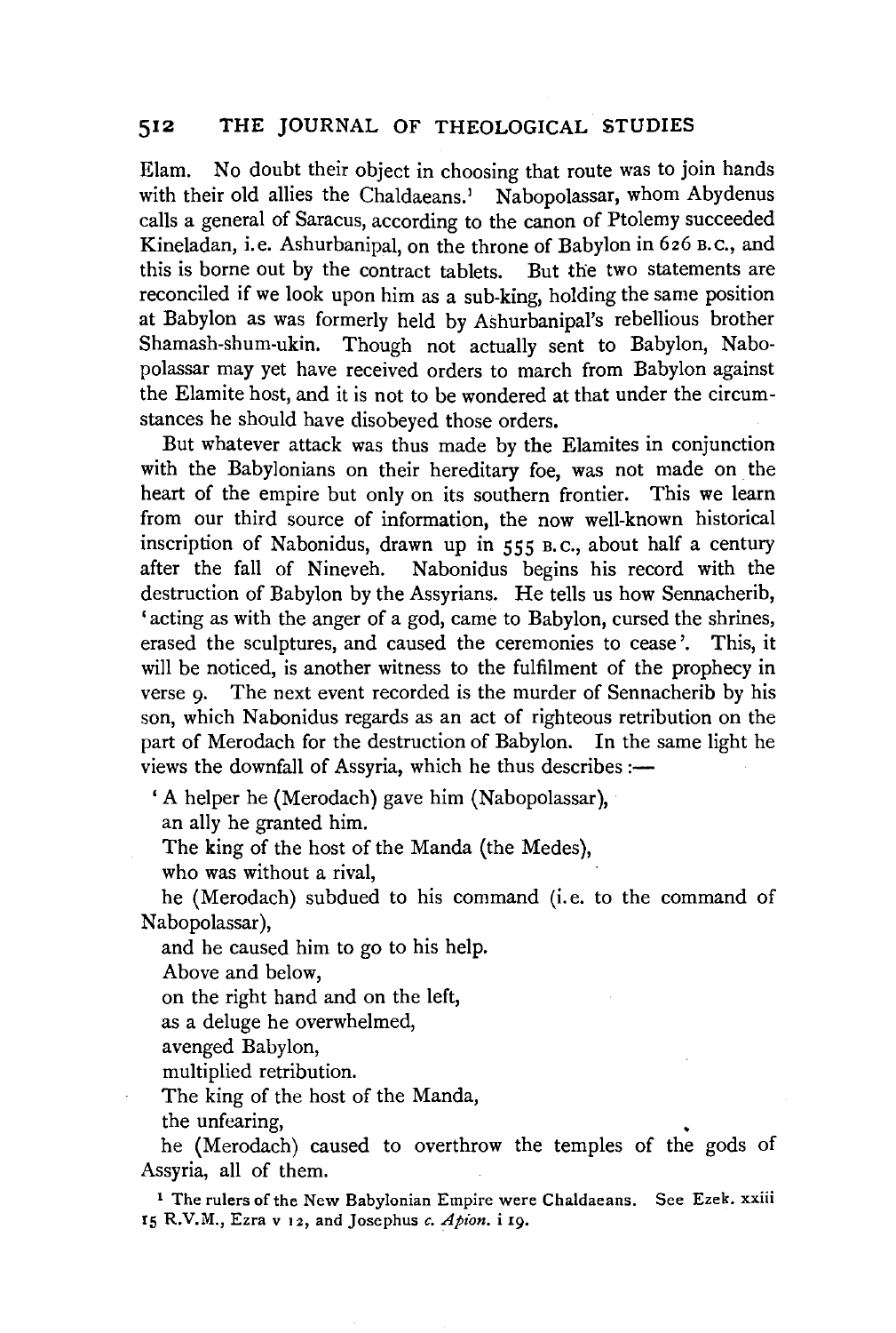Elam. No doubt their object in choosing that route was to join hands with their old allies the Chaldaeans.[1] Nabopolassar, whom Abydenus calls a general of Saracus, according to the canon of Ptolemy succeeded Kineladan, i.e. Ashurbanipal, on the throne of Babylon in 626 B.C., and this is borne out by the contract tablets. But the two statements are reconciled if we look upon him as a sub-king, holding the same position at Babylon as was formerly held by Ashurbanipal's rebellious brother Shamash-shum-ukin. Though not actually sent to Babylon, Nabopolassar may yet have received orders to march from Babylon against the Elamite host, and it is not to be wondered at that under the circumstances he should have disobeyed those orders.

But whatever attack was thus made by the Elamites in conjunction with the Babylonians on their hereditary foe, was not made on the heart of the empire but only on its southern frontier. This we learn from our third source of information, the now well-known historical inscription of Nabonidus, drawn up in 555 B.C., about half a century after the fall of Nineveh. Nabonidus begins his record with the destruction of Babylon by the Assyrians. He tells us how Sennacherib, 'acting as with the anger of a god, came to Babylon, cursed the shrines, erased the sculptures, and caused the ceremonies to cease'. This, it will be noticed, is another witness to the fulfilment of the prophecy in verse 9. The next event recorded is the murder of Sennacherib by his son, which Nabonidus regards as an act of righteous retribution on the part of Merodach for the destruction of Babylon. In the same light he views the downfall of Assyria, which he thus describes:—

'A helper he (Merodach) gave him (Nabopolassar),
an ally he granted him.
The king of the host of the Manda (the Medes),
who was without a rival,
he (Merodach) subdued to his command (i.e. to the command of Nabopolassar),
and he caused him to go to his help.
Above and below,
on the right hand and on the left,
as a deluge he overwhelmed,
avenged Babylon,
multiplied retribution.
The king of the host of the Manda,
the unfearing,
he (Merodach) caused to overthrow the temples of the gods of Assyria, all of them.

[1] The rulers of the New Babylonian Empire were Chaldaeans. See Ezek. xxiii 15 R.V.M., Ezra v 12, and Josephus *c. Apion.* i 19.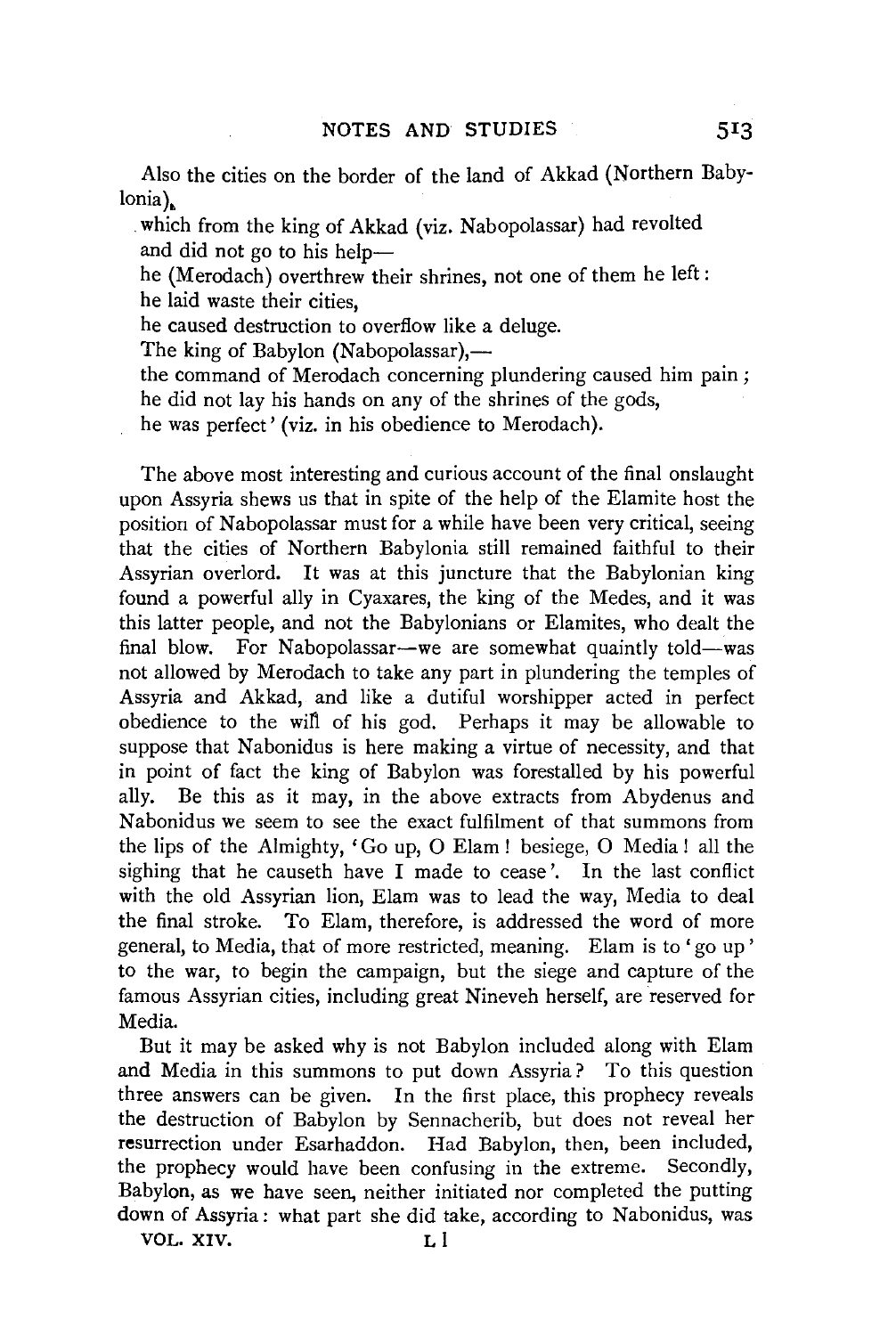Also the cities on the border of the land of Akkad (Northern Babylonia),
which from the king of Akkad (viz. Nabopolassar) had revolted
and did not go to his help—
he (Merodach) overthrew their shrines, not one of them he left:
he laid waste their cities,
he caused destruction to overflow like a deluge.
The king of Babylon (Nabopolassar),—
the command of Merodach concerning plundering caused him pain;
he did not lay his hands on any of the shrines of the gods,
he was perfect' (viz. in his obedience to Merodach).

The above most interesting and curious account of the final onslaught upon Assyria shews us that in spite of the help of the Elamite host the position of Nabopolassar must for a while have been very critical, seeing that the cities of Northern Babylonia still remained faithful to their Assyrian overlord. It was at this juncture that the Babylonian king found a powerful ally in Cyaxares, the king of the Medes, and it was this latter people, and not the Babylonians or Elamites, who dealt the final blow. For Nabopolassar—we are somewhat quaintly told—was not allowed by Merodach to take any part in plundering the temples of Assyria and Akkad, and like a dutiful worshipper acted in perfect obedience to the will of his god. Perhaps it may be allowable to suppose that Nabonidus is here making a virtue of necessity, and that in point of fact the king of Babylon was forestalled by his powerful ally. Be this as it may, in the above extracts from Abydenus and Nabonidus we seem to see the exact fulfilment of that summons from the lips of the Almighty, 'Go up, O Elam! besiege, O Media! all the sighing that he causeth have I made to cease'. In the last conflict with the old Assyrian lion, Elam was to lead the way, Media to deal the final stroke. To Elam, therefore, is addressed the word of more general, to Media, that of more restricted, meaning. Elam is to 'go up' to the war, to begin the campaign, but the siege and capture of the famous Assyrian cities, including great Nineveh herself, are reserved for Media.

But it may be asked why is not Babylon included along with Elam and Media in this summons to put down Assyria? To this question three answers can be given. In the first place, this prophecy reveals the destruction of Babylon by Sennacherib, but does not reveal her resurrection under Esarhaddon. Had Babylon, then, been included, the prophecy would have been confusing in the extreme. Secondly, Babylon, as we have seen, neither initiated nor completed the putting down of Assyria: what part she did take, according to Nabonidus, was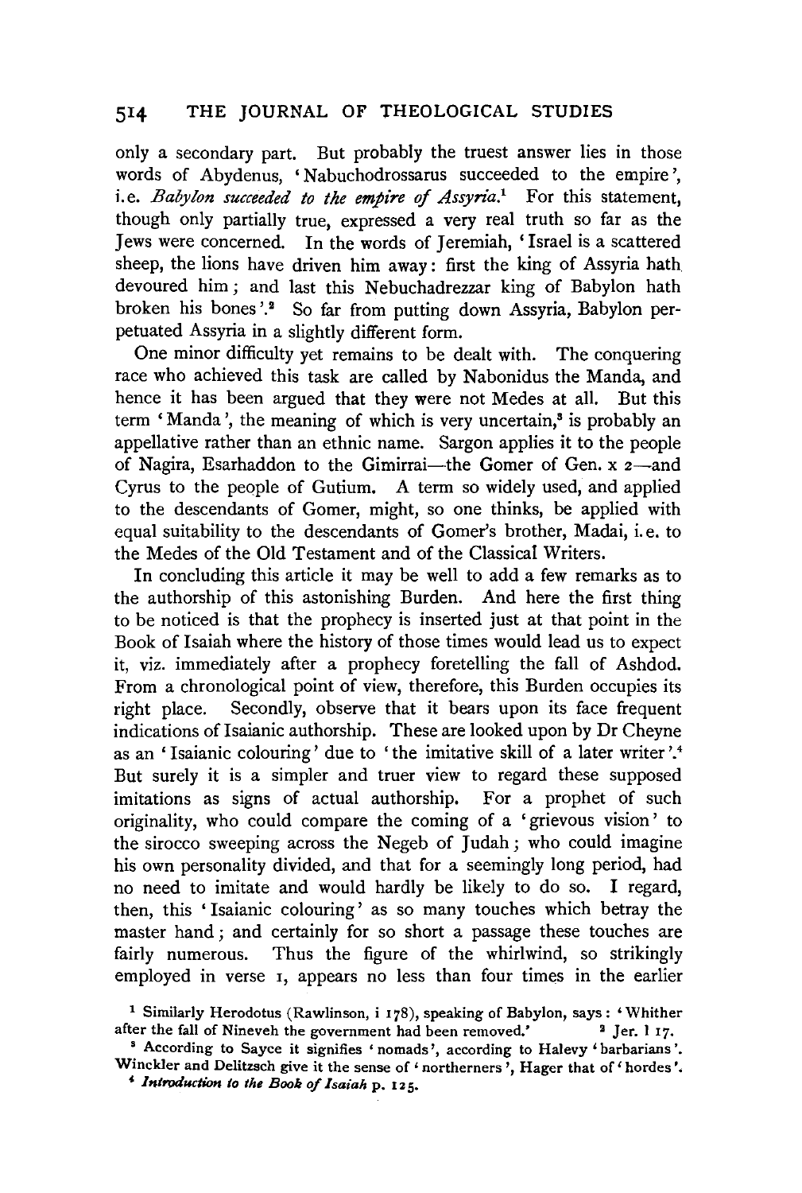only a secondary part. But probably the truest answer lies in those words of Abydenus, 'Nabuchodrossarus succeeded to the empire', i.e. *Babylon succeeded to the empire of Assyria*.[1] For this statement, though only partially true, expressed a very real truth so far as the Jews were concerned. In the words of Jeremiah, 'Israel is a scattered sheep, the lions have driven him away: first the king of Assyria hath devoured him; and last this Nebuchadrezzar king of Babylon hath broken his bones'.[2] So far from putting down Assyria, Babylon perpetuated Assyria in a slightly different form.

One minor difficulty yet remains to be dealt with. The conquering race who achieved this task are called by Nabonidus the Manda, and hence it has been argued that they were not Medes at all. But this term 'Manda', the meaning of which is very uncertain,[3] is probably an appellative rather than an ethnic name. Sargon applies it to the people of Nagira, Esarhaddon to the Gimirrai—the Gomer of Gen. x 2—and Cyrus to the people of Gutium. A term so widely used, and applied to the descendants of Gomer, might, so one thinks, be applied with equal suitability to the descendants of Gomer's brother, Madai, i.e. to the Medes of the Old Testament and of the Classical Writers.

In concluding this article it may be well to add a few remarks as to the authorship of this astonishing Burden. And here the first thing to be noticed is that the prophecy is inserted just at that point in the Book of Isaiah where the history of those times would lead us to expect it, viz. immediately after a prophecy foretelling the fall of Ashdod. From a chronological point of view, therefore, this Burden occupies its right place. Secondly, observe that it bears upon its face frequent indications of Isaianic authorship. These are looked upon by Dr Cheyne as an 'Isaianic colouring' due to 'the imitative skill of a later writer'.[4] But surely it is a simpler and truer view to regard these supposed imitations as signs of actual authorship. For a prophet of such originality, who could compare the coming of a 'grievous vision' to the sirocco sweeping across the Negeb of Judah; who could imagine his own personality divided, and that for a seemingly long period, had no need to imitate and would hardly be likely to do so. I regard, then, this 'Isaianic colouring' as so many touches which betray the master hand; and certainly for so short a passage these touches are fairly numerous. Thus the figure of the whirlwind, so strikingly employed in verse 1, appears no less than four times in the earlier

[1] Similarly Herodotus (Rawlinson, i 178), speaking of Babylon, says: 'Whither after the fall of Nineveh the government had been removed.'

[2] Jer. l 17.

[3] According to Sayce it signifies 'nomads', according to Halevy 'barbarians'. Winckler and Delitzsch give it the sense of 'northerners', Hager that of 'hordes'.

[4] *Introduction to the Book of Isaiah* p. 125.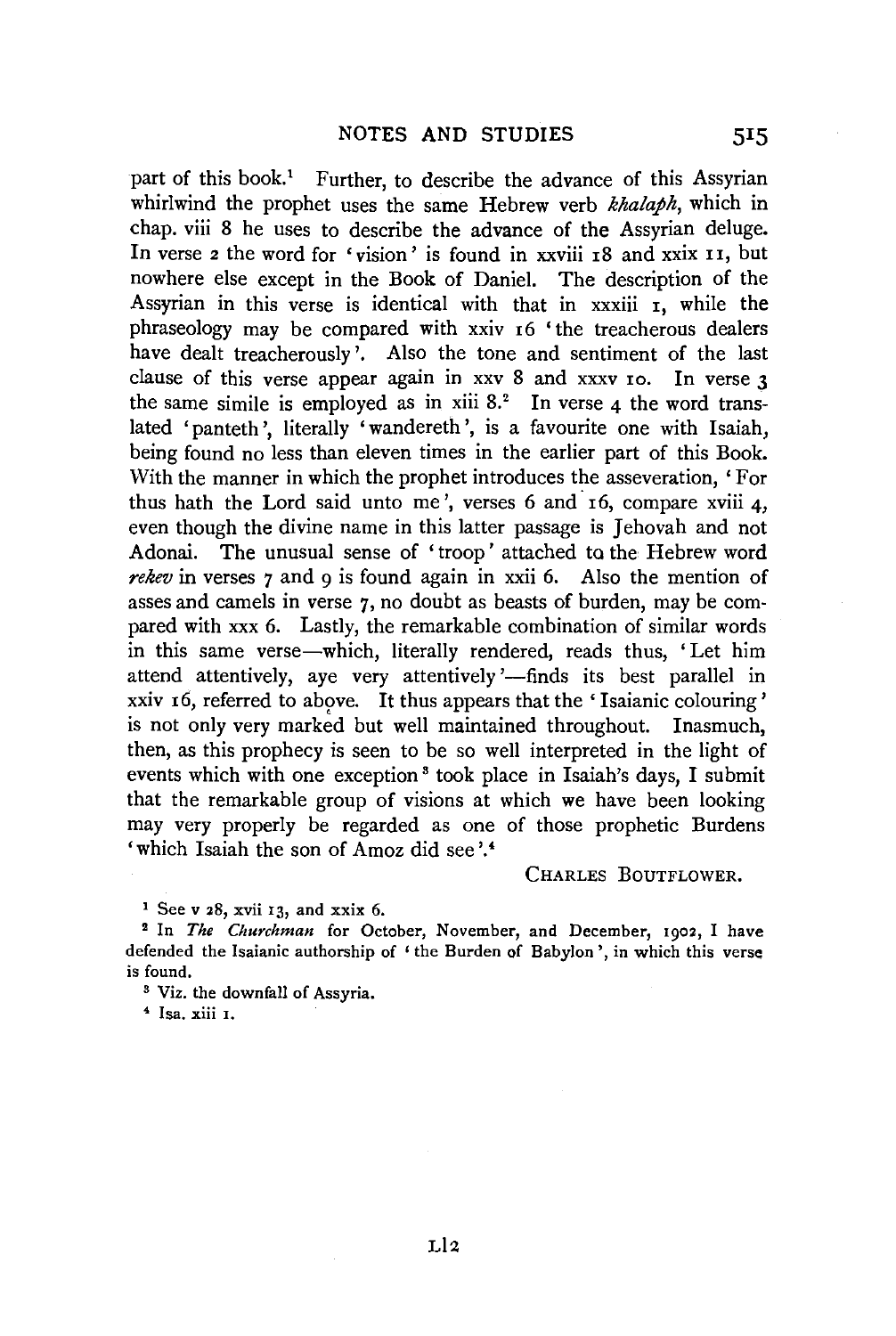part of this book.[1] Further, to describe the advance of this Assyrian whirlwind the prophet uses the same Hebrew verb *khalaph*, which in chap. viii 8 he uses to describe the advance of the Assyrian deluge. In verse 2 the word for 'vision' is found in xxviii 18 and xxix 11, but nowhere else except in the Book of Daniel. The description of the Assyrian in this verse is identical with that in xxxiii 1, while the phraseology may be compared with xxiv 16 'the treacherous dealers have dealt treacherously'. Also the tone and sentiment of the last clause of this verse appear again in xxv 8 and xxxv 10. In verse 3 the same simile is employed as in xiii 8.[2] In verse 4 the word translated 'panteth', literally 'wandereth', is a favourite one with Isaiah, being found no less than eleven times in the earlier part of this Book. With the manner in which the prophet introduces the asseveration, 'For thus hath the Lord said unto me', verses 6 and 16, compare xviii 4, even though the divine name in this latter passage is Jehovah and not Adonai. The unusual sense of 'troop' attached to the Hebrew word *rekev* in verses 7 and 9 is found again in xxii 6. Also the mention of asses and camels in verse 7, no doubt as beasts of burden, may be compared with xxx 6. Lastly, the remarkable combination of similar words in this same verse—which, literally rendered, reads thus, 'Let him attend attentively, aye very attentively'—finds its best parallel in xxiv 16, referred to above. It thus appears that the 'Isaianic colouring' is not only very marked but well maintained throughout. Inasmuch, then, as this prophecy is seen to be so well interpreted in the light of events which with one exception[3] took place in Isaiah's days, I submit that the remarkable group of visions at which we have been looking may very properly be regarded as one of those prophetic Burdens 'which Isaiah the son of Amoz did see'.[4]

CHARLES BOUTFLOWER.

[1] See v 28, xvii 13, and xxix 6.

[2] In *The Churchman* for October, November, and December, 1902, I have defended the Isaianic authorship of 'the Burden of Babylon', in which this verse is found.

[3] Viz. the downfall of Assyria.

[4] Isa. xiii 1.